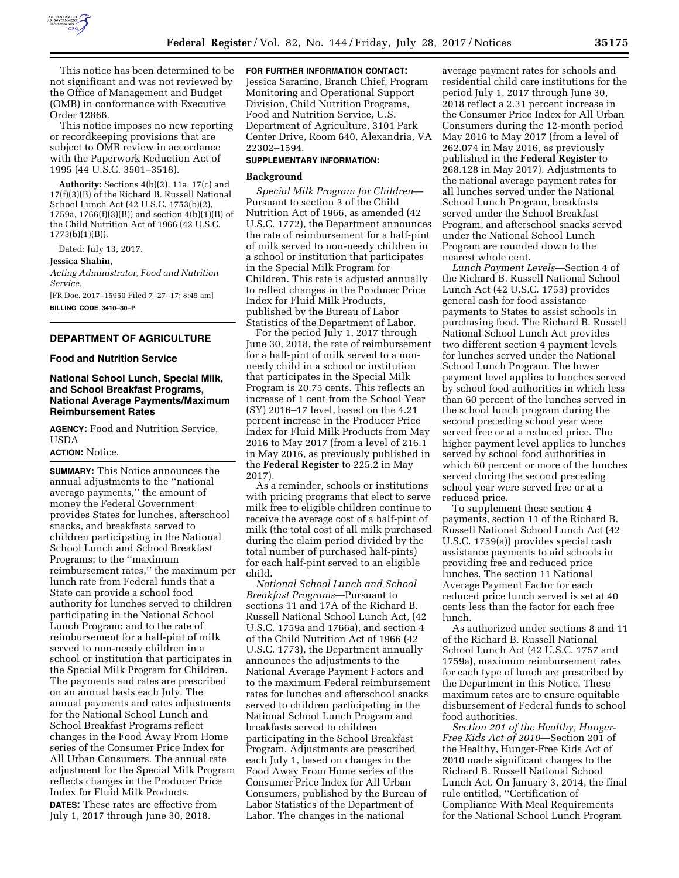This notice has been determined to be not significant and was not reviewed by the Office of Management and Budget (OMB) in conformance with Executive Order 12866.

This notice imposes no new reporting or recordkeeping provisions that are subject to OMB review in accordance with the Paperwork Reduction Act of 1995 (44 U.S.C. 3501–3518).

**Authority:** Sections 4(b)(2), 11a, 17(c) and 17(f)(3)(B) of the Richard B. Russell National School Lunch Act (42 U.S.C. 1753(b)(2), 1759a, 1766(f)(3)(B)) and section 4(b)(1)(B) of the Child Nutrition Act of 1966 (42 U.S.C. 1773(b)(1)(B)).

Dated: July 13, 2017.

**Jessica Shahin,**

*Acting Administrator, Food and Nutrition Service.*

[FR Doc. 2017–15950 Filed 7–27–17; 8:45 am]

**BILLING CODE 3410–30–P**

## DEPARTMENT OF AGRICULTURE

### Food and Nutrition Service

### National School Lunch, Special Milk, and School Breakfast Programs, National Average Payments/Maximum Reimbursement Rates

**AGENCY:** Food and Nutrition Service, USDA

**ACTION:** Notice.

**SUMMARY:** This Notice announces the annual adjustments to the ''national average payments,'' the amount of money the Federal Government provides States for lunches, afterschool snacks, and breakfasts served to children participating in the National School Lunch and School Breakfast Programs; to the ''maximum reimbursement rates,'' the maximum per lunch rate from Federal funds that a State can provide a school food authority for lunches served to children participating in the National School Lunch Program; and to the rate of reimbursement for a half-pint of milk served to non-needy children in a school or institution that participates in the Special Milk Program for Children. The payments and rates are prescribed on an annual basis each July. The annual payments and rates adjustments for the National School Lunch and School Breakfast Programs reflect changes in the Food Away From Home series of the Consumer Price Index for All Urban Consumers. The annual rate adjustment for the Special Milk Program reflects changes in the Producer Price Index for Fluid Milk Products.

**DATES:** These rates are effective from July 1, 2017 through June 30, 2018.

**FOR FURTHER INFORMATION CONTACT:** Jessica Saracino, Branch Chief, Program Monitoring and Operational Support Division, Child Nutrition Programs, Food and Nutrition Service, U.S. Department of Agriculture, 3101 Park Center Drive, Room 640, Alexandria, VA 22302–1594.

**SUPPLEMENTARY INFORMATION:**

**Background**

*Special Milk Program for Children*—Pursuant to section 3 of the Child Nutrition Act of 1966, as amended (42 U.S.C. 1772), the Department announces the rate of reimbursement for a half-pint of milk served to non-needy children in a school or institution that participates in the Special Milk Program for Children. This rate is adjusted annually to reflect changes in the Producer Price Index for Fluid Milk Products, published by the Bureau of Labor Statistics of the Department of Labor.

For the period July 1, 2017 through June 30, 2018, the rate of reimbursement for a half-pint of milk served to a non-needy child in a school or institution that participates in the Special Milk Program is 20.75 cents. This reflects an increase of 1 cent from the School Year (SY) 2016–17 level, based on the 4.21 percent increase in the Producer Price Index for Fluid Milk Products from May 2016 to May 2017 (from a level of 216.1 in May 2016, as previously published in the **Federal Register** to 225.2 in May 2017).

As a reminder, schools or institutions with pricing programs that elect to serve milk free to eligible children continue to receive the average cost of a half-pint of milk (the total cost of all milk purchased during the claim period divided by the total number of purchased half-pints) for each half-pint served to an eligible child.

*National School Lunch and School Breakfast Programs*—Pursuant to sections 11 and 17A of the Richard B. Russell National School Lunch Act, (42 U.S.C. 1759a and 1766a), and section 4 of the Child Nutrition Act of 1966 (42 U.S.C. 1773), the Department annually announces the adjustments to the National Average Payment Factors and to the maximum Federal reimbursement rates for lunches and afterschool snacks served to children participating in the National School Lunch Program and breakfasts served to children participating in the School Breakfast Program. Adjustments are prescribed each July 1, based on changes in the Food Away From Home series of the Consumer Price Index for All Urban Consumers, published by the Bureau of Labor Statistics of the Department of Labor. The changes in the national average payment rates for schools and residential child care institutions for the period July 1, 2017 through June 30, 2018 reflect a 2.31 percent increase in the Consumer Price Index for All Urban Consumers during the 12-month period May 2016 to May 2017 (from a level of 262.074 in May 2016, as previously published in the **Federal Register** to 268.128 in May 2017). Adjustments to the national average payment rates for all lunches served under the National School Lunch Program, breakfasts served under the School Breakfast Program, and afterschool snacks served under the National School Lunch Program are rounded down to the nearest whole cent.

*Lunch Payment Levels*—Section 4 of the Richard B. Russell National School Lunch Act (42 U.S.C. 1753) provides general cash for food assistance payments to States to assist schools in purchasing food. The Richard B. Russell National School Lunch Act provides two different section 4 payment levels for lunches served under the National School Lunch Program. The lower payment level applies to lunches served by school food authorities in which less than 60 percent of the lunches served in the school lunch program during the second preceding school year were served free or at a reduced price. The higher payment level applies to lunches served by school food authorities in which 60 percent or more of the lunches served during the second preceding school year were served free or at a reduced price.

To supplement these section 4 payments, section 11 of the Richard B. Russell National School Lunch Act (42 U.S.C. 1759(a)) provides special cash assistance payments to aid schools in providing free and reduced price lunches. The section 11 National Average Payment Factor for each reduced price lunch served is set at 40 cents less than the factor for each free lunch.

As authorized under sections 8 and 11 of the Richard B. Russell National School Lunch Act (42 U.S.C. 1757 and 1759a), maximum reimbursement rates for each type of lunch are prescribed by the Department in this Notice. These maximum rates are to ensure equitable disbursement of Federal funds to school food authorities.

*Section 201 of the Healthy, Hunger-Free Kids Act of 2010*—Section 201 of the Healthy, Hunger-Free Kids Act of 2010 made significant changes to the Richard B. Russell National School Lunch Act. On January 3, 2014, the final rule entitled, ''Certification of Compliance With Meal Requirements for the National School Lunch Program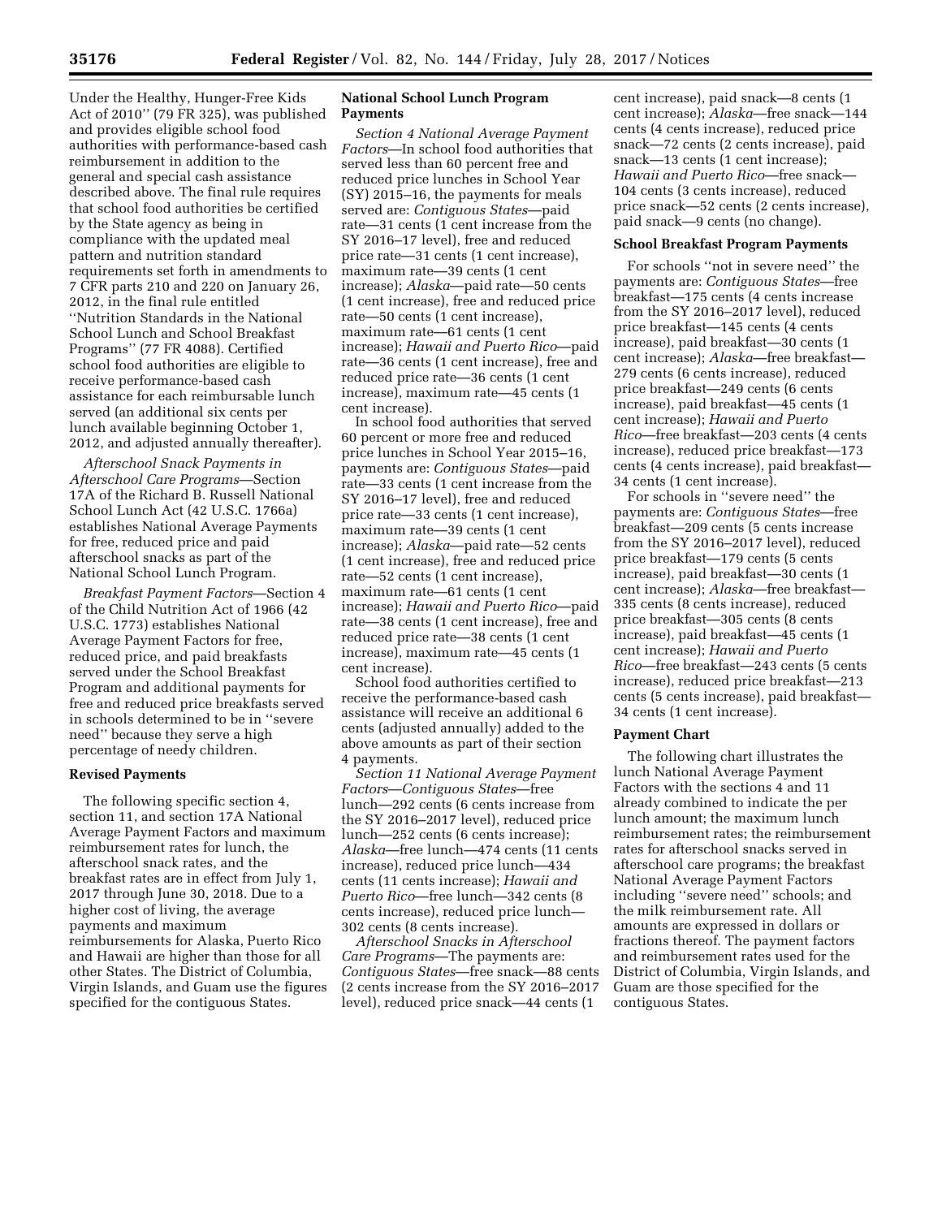Under the Healthy, Hunger-Free Kids Act of 2010'' (79 FR 325), was published and provides eligible school food authorities with performance-based cash reimbursement in addition to the general and special cash assistance described above. The final rule requires that school food authorities be certified by the State agency as being in compliance with the updated meal pattern and nutrition standard requirements set forth in amendments to 7 CFR parts 210 and 220 on January 26, 2012, in the final rule entitled ''Nutrition Standards in the National School Lunch and School Breakfast Programs'' (77 FR 4088). Certified school food authorities are eligible to receive performance-based cash assistance for each reimbursable lunch served (an additional six cents per lunch available beginning October 1, 2012, and adjusted annually thereafter).

*Afterschool Snack Payments in Afterschool Care Programs*—Section 17A of the Richard B. Russell National School Lunch Act (42 U.S.C. 1766a) establishes National Average Payments for free, reduced price and paid afterschool snacks as part of the National School Lunch Program.

*Breakfast Payment Factors*—Section 4 of the Child Nutrition Act of 1966 (42 U.S.C. 1773) establishes National Average Payment Factors for free, reduced price, and paid breakfasts served under the School Breakfast Program and additional payments for free and reduced price breakfasts served in schools determined to be in ''severe need'' because they serve a high percentage of needy children.

**Revised Payments**

The following specific section 4, section 11, and section 17A National Average Payment Factors and maximum reimbursement rates for lunch, the afterschool snack rates, and the breakfast rates are in effect from July 1, 2017 through June 30, 2018. Due to a higher cost of living, the average payments and maximum reimbursements for Alaska, Puerto Rico and Hawaii are higher than those for all other States. The District of Columbia, Virgin Islands, and Guam use the figures specified for the contiguous States.

**National School Lunch Program Payments**

*Section 4 National Average Payment Factors*—In school food authorities that served less than 60 percent free and reduced price lunches in School Year (SY) 2015–16, the payments for meals served are: *Contiguous States*—paid rate—31 cents (1 cent increase from the SY 2016–17 level), free and reduced price rate—31 cents (1 cent increase), maximum rate—39 cents (1 cent increase); *Alaska*—paid rate—50 cents (1 cent increase), free and reduced price rate—50 cents (1 cent increase), maximum rate—61 cents (1 cent increase); *Hawaii and Puerto Rico*—paid rate—36 cents (1 cent increase), free and reduced price rate—36 cents (1 cent increase), maximum rate—45 cents (1 cent increase).

In school food authorities that served 60 percent or more free and reduced price lunches in School Year 2015–16, payments are: *Contiguous States*—paid rate—33 cents (1 cent increase from the SY 2016–17 level), free and reduced price rate—33 cents (1 cent increase), maximum rate—39 cents (1 cent increase); *Alaska*—paid rate—52 cents (1 cent increase), free and reduced price rate—52 cents (1 cent increase), maximum rate—61 cents (1 cent increase); *Hawaii and Puerto Rico*—paid rate—38 cents (1 cent increase), free and reduced price rate—38 cents (1 cent increase), maximum rate—45 cents (1 cent increase).

School food authorities certified to receive the performance-based cash assistance will receive an additional 6 cents (adjusted annually) added to the above amounts as part of their section 4 payments.

*Section 11 National Average Payment Factors*—*Contiguous States*—free lunch—292 cents (6 cents increase from the SY 2016–2017 level), reduced price lunch—252 cents (6 cents increase); *Alaska*—free lunch—474 cents (11 cents increase), reduced price lunch—434 cents (11 cents increase); *Hawaii and Puerto Rico*—free lunch—342 cents (8 cents increase), reduced price lunch—302 cents (8 cents increase).

*Afterschool Snacks in Afterschool Care Programs*—The payments are: *Contiguous States*—free snack—88 cents (2 cents increase from the SY 2016–2017 level), reduced price snack—44 cents (1 cent increase), paid snack—8 cents (1 cent increase); *Alaska*—free snack—144 cents (4 cents increase), reduced price snack—72 cents (2 cents increase), paid snack—13 cents (1 cent increase); *Hawaii and Puerto Rico*—free snack—104 cents (3 cents increase), reduced price snack—52 cents (2 cents increase), paid snack—9 cents (no change).

**School Breakfast Program Payments**

For schools ''not in severe need'' the payments are: *Contiguous States*—free breakfast—175 cents (4 cents increase from the SY 2016–2017 level), reduced price breakfast—145 cents (4 cents increase), paid breakfast—30 cents (1 cent increase); *Alaska*—free breakfast—279 cents (6 cents increase), reduced price breakfast—249 cents (6 cents increase), paid breakfast—45 cents (1 cent increase); *Hawaii and Puerto Rico*—free breakfast—203 cents (4 cents increase), reduced price breakfast—173 cents (4 cents increase), paid breakfast—34 cents (1 cent increase).

For schools in ''severe need'' the payments are: *Contiguous States*—free breakfast—209 cents (5 cents increase from the SY 2016–2017 level), reduced price breakfast—179 cents (5 cents increase), paid breakfast—30 cents (1 cent increase); *Alaska*—free breakfast—335 cents (8 cents increase), reduced price breakfast—305 cents (8 cents increase), paid breakfast—45 cents (1 cent increase); *Hawaii and Puerto Rico*—free breakfast—243 cents (5 cents increase), reduced price breakfast—213 cents (5 cents increase), paid breakfast—34 cents (1 cent increase).

**Payment Chart**

The following chart illustrates the lunch National Average Payment Factors with the sections 4 and 11 already combined to indicate the per lunch amount; the maximum lunch reimbursement rates; the reimbursement rates for afterschool snacks served in afterschool care programs; the breakfast National Average Payment Factors including ''severe need'' schools; and the milk reimbursement rate. All amounts are expressed in dollars or fractions thereof. The payment factors and reimbursement rates used for the District of Columbia, Virgin Islands, and Guam are those specified for the contiguous States.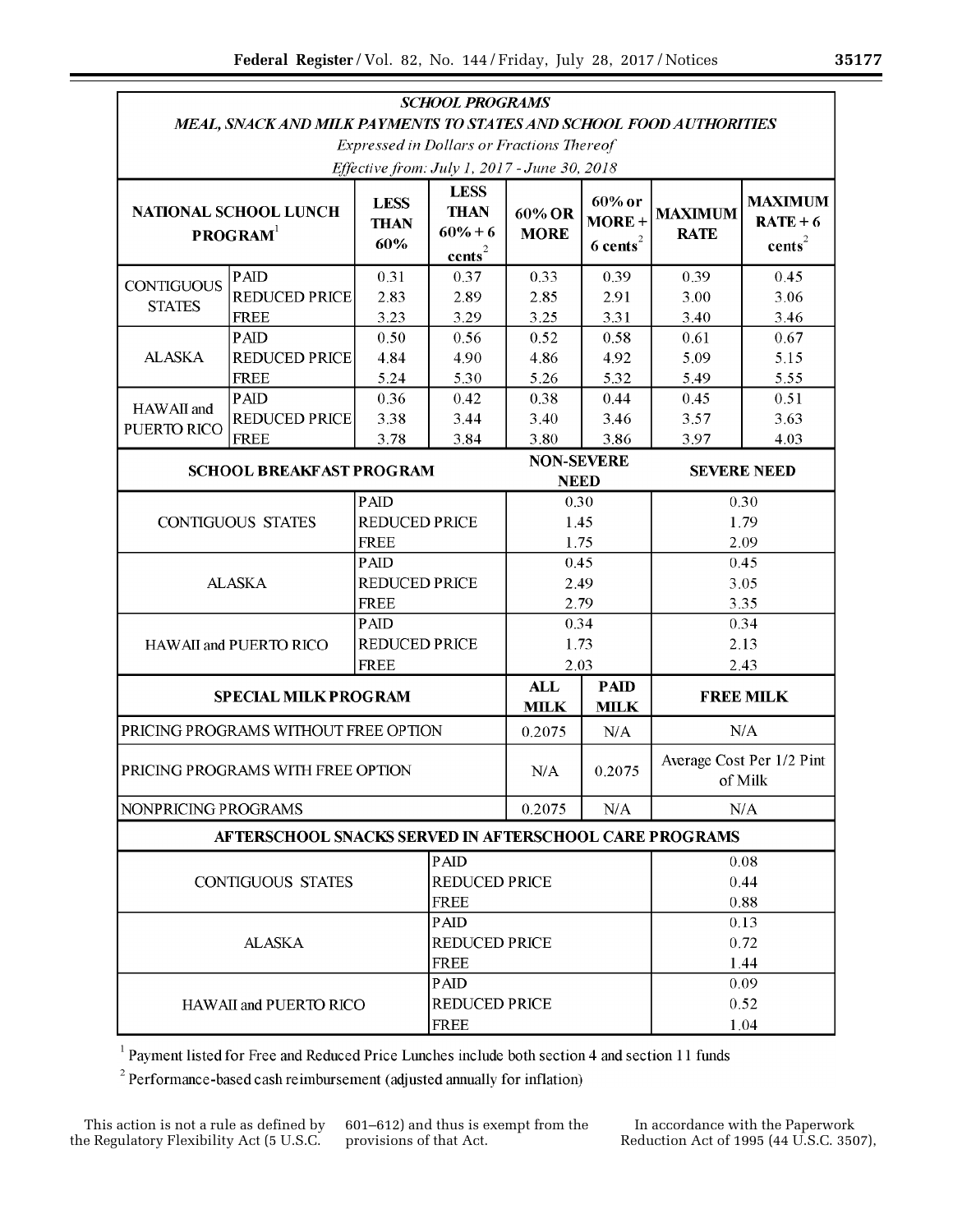*SCHOOL PROGRAMS*

*MEAL, SNACK AND MILK PAYMENTS TO STATES AND SCHOOL FOOD AUTHORITIES*

*Expressed in Dollars or Fractions Thereof*

*Effective from: July 1, 2017 - June 30, 2018*

| NATIONAL SCHOOL LUNCH PROGRAM[1] | | LESS THAN 60% | LESS THAN 60% + 6 cents[2] | 60% OR MORE | 60% or MORE + 6 cents[2] | MAXIMUM RATE | MAXIMUM RATE + 6 cents[2] |
|---|---|---|---|---|---|---|---|
| CONTIGUOUS STATES | PAID | 0.31 | 0.37 | 0.33 | 0.39 | 0.39 | 0.45 |
| | REDUCED PRICE | 2.83 | 2.89 | 2.85 | 2.91 | 3.00 | 3.06 |
| | FREE | 3.23 | 3.29 | 3.25 | 3.31 | 3.40 | 3.46 |
| ALASKA | PAID | 0.50 | 0.56 | 0.52 | 0.58 | 0.61 | 0.67 |
| | REDUCED PRICE | 4.84 | 4.90 | 4.86 | 4.92 | 5.09 | 5.15 |
| | FREE | 5.24 | 5.30 | 5.26 | 5.32 | 5.49 | 5.55 |
| HAWAII and PUERTO RICO | PAID | 0.36 | 0.42 | 0.38 | 0.44 | 0.45 | 0.51 |
| | REDUCED PRICE | 3.38 | 3.44 | 3.40 | 3.46 | 3.57 | 3.63 |
| | FREE | 3.78 | 3.84 | 3.80 | 3.86 | 3.97 | 4.03 |

| SCHOOL BREAKFAST PROGRAM | | NON-SEVERE NEED | SEVERE NEED |
|---|---|---|---|
| CONTIGUOUS STATES | PAID | 0.30 | 0.30 |
| | REDUCED PRICE | 1.45 | 1.79 |
| | FREE | 1.75 | 2.09 |
| ALASKA | PAID | 0.45 | 0.45 |
| | REDUCED PRICE | 2.49 | 3.05 |
| | FREE | 2.79 | 3.35 |
| HAWAII and PUERTO RICO | PAID | 0.34 | 0.34 |
| | REDUCED PRICE | 1.73 | 2.13 |
| | FREE | 2.03 | 2.43 |

| SPECIAL MILK PROGRAM | ALL MILK | PAID MILK | FREE MILK |
|---|---|---|---|
| PRICING PROGRAMS WITHOUT FREE OPTION | 0.2075 | N/A | N/A |
| PRICING PROGRAMS WITH FREE OPTION | N/A | 0.2075 | Average Cost Per 1/2 Pint of Milk |
| NONPRICING PROGRAMS | 0.2075 | N/A | N/A |

| AFTERSCHOOL SNACKS SERVED IN AFTERSCHOOL CARE PROGRAMS | | |
|---|---|---|
| CONTIGUOUS STATES | PAID | 0.08 |
| | REDUCED PRICE | 0.44 |
| | FREE | 0.88 |
| ALASKA | PAID | 0.13 |
| | REDUCED PRICE | 0.72 |
| | FREE | 1.44 |
| HAWAII and PUERTO RICO | PAID | 0.09 |
| | REDUCED PRICE | 0.52 |
| | FREE | 1.04 |

[1] Payment listed for Free and Reduced Price Lunches include both section 4 and section 11 funds

[2] Performance-based cash reimbursement (adjusted annually for inflation)

This action is not a rule as defined by the Regulatory Flexibility Act (5 U.S.C. 601–612) and thus is exempt from the provisions of that Act.

In accordance with the Paperwork Reduction Act of 1995 (44 U.S.C. 3507),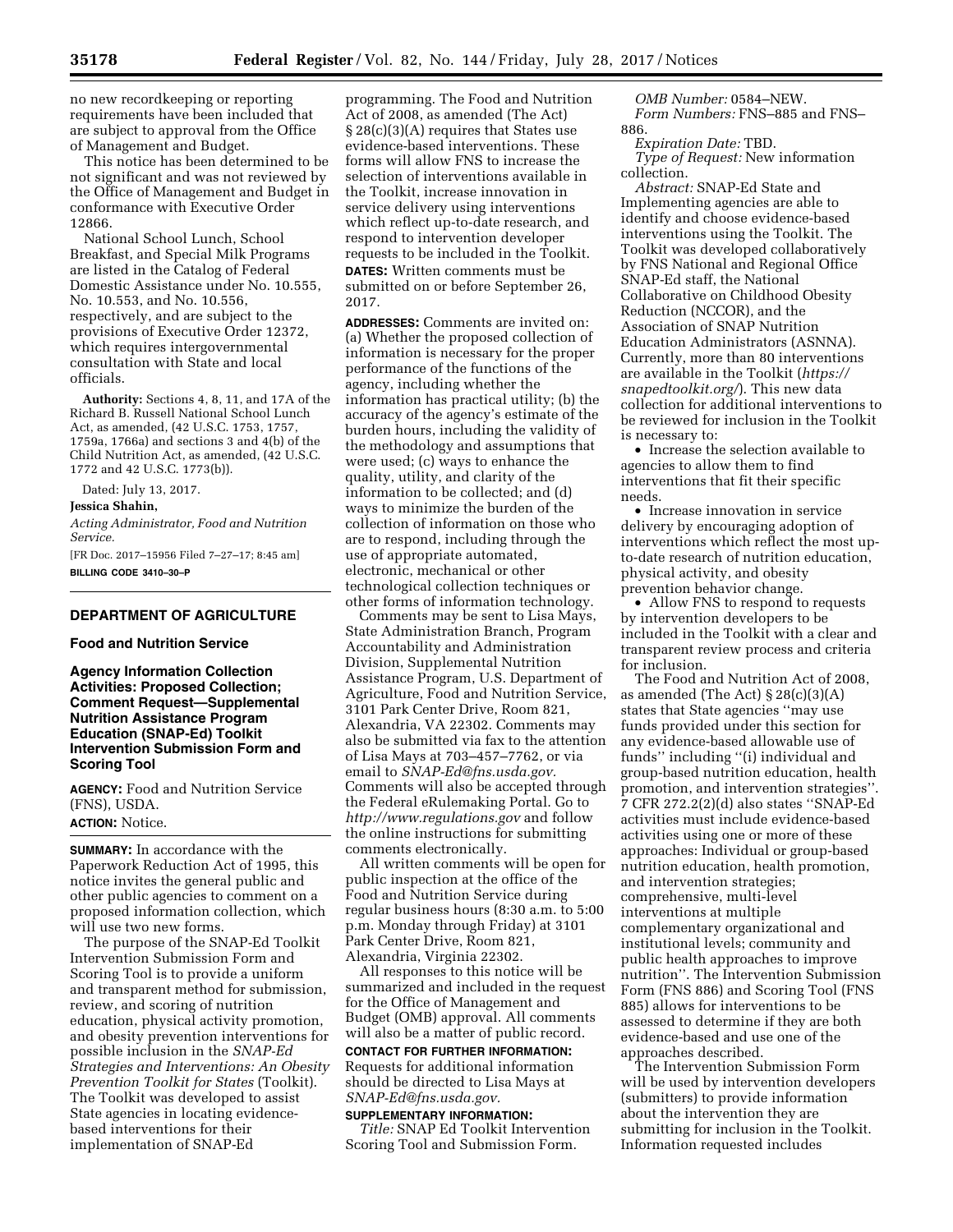no new recordkeeping or reporting requirements have been included that are subject to approval from the Office of Management and Budget.

This notice has been determined to be not significant and was not reviewed by the Office of Management and Budget in conformance with Executive Order 12866.

National School Lunch, School Breakfast, and Special Milk Programs are listed in the Catalog of Federal Domestic Assistance under No. 10.555, No. 10.553, and No. 10.556, respectively, and are subject to the provisions of Executive Order 12372, which requires intergovernmental consultation with State and local officials.

**Authority:** Sections 4, 8, 11, and 17A of the Richard B. Russell National School Lunch Act, as amended, (42 U.S.C. 1753, 1757, 1759a, 1766a) and sections 3 and 4(b) of the Child Nutrition Act, as amended, (42 U.S.C. 1772 and 42 U.S.C. 1773(b)).

Dated: July 13, 2017.

**Jessica Shahin,**

*Acting Administrator, Food and Nutrition Service.*

[FR Doc. 2017–15956 Filed 7–27–17; 8:45 am]

**BILLING CODE 3410–30–P**

## DEPARTMENT OF AGRICULTURE

### Food and Nutrition Service

### Agency Information Collection Activities: Proposed Collection; Comment Request—Supplemental Nutrition Assistance Program Education (SNAP-Ed) Toolkit Intervention Submission Form and Scoring Tool

**AGENCY:** Food and Nutrition Service (FNS), USDA.

**ACTION:** Notice.

**SUMMARY:** In accordance with the Paperwork Reduction Act of 1995, this notice invites the general public and other public agencies to comment on a proposed information collection, which will use two new forms.

The purpose of the SNAP-Ed Toolkit Intervention Submission Form and Scoring Tool is to provide a uniform and transparent method for submission, review, and scoring of nutrition education, physical activity promotion, and obesity prevention interventions for possible inclusion in the *SNAP-Ed Strategies and Interventions: An Obesity Prevention Toolkit for States* (Toolkit). The Toolkit was developed to assist State agencies in locating evidence-based interventions for their implementation of SNAP-Ed programming. The Food and Nutrition Act of 2008, as amended (The Act) § 28(c)(3)(A) requires that States use evidence-based interventions. These forms will allow FNS to increase the selection of interventions available in the Toolkit, increase innovation in service delivery using interventions which reflect up-to-date research, and respond to intervention developer requests to be included in the Toolkit.

**DATES:** Written comments must be submitted on or before September 26, 2017.

**ADDRESSES:** Comments are invited on: (a) Whether the proposed collection of information is necessary for the proper performance of the functions of the agency, including whether the information has practical utility; (b) the accuracy of the agency's estimate of the burden hours, including the validity of the methodology and assumptions that were used; (c) ways to enhance the quality, utility, and clarity of the information to be collected; and (d) ways to minimize the burden of the collection of information on those who are to respond, including through the use of appropriate automated, electronic, mechanical or other technological collection techniques or other forms of information technology.

Comments may be sent to Lisa Mays, State Administration Branch, Program Accountability and Administration Division, Supplemental Nutrition Assistance Program, U.S. Department of Agriculture, Food and Nutrition Service, 3101 Park Center Drive, Room 821, Alexandria, VA 22302. Comments may also be submitted via fax to the attention of Lisa Mays at 703–457–7762, or via email to *SNAP-Ed@fns.usda.gov.* Comments will also be accepted through the Federal eRulemaking Portal. Go to *http://www.regulations.gov* and follow the online instructions for submitting comments electronically.

All written comments will be open for public inspection at the office of the Food and Nutrition Service during regular business hours (8:30 a.m. to 5:00 p.m. Monday through Friday) at 3101 Park Center Drive, Room 821, Alexandria, Virginia 22302.

All responses to this notice will be summarized and included in the request for the Office of Management and Budget (OMB) approval. All comments will also be a matter of public record.

**CONTACT FOR FURTHER INFORMATION:** Requests for additional information should be directed to Lisa Mays at *SNAP-Ed@fns.usda.gov.*

**SUPPLEMENTARY INFORMATION:**

*Title:* SNAP Ed Toolkit Intervention Scoring Tool and Submission Form.

*OMB Number:* 0584–NEW.

*Form Numbers:* FNS–885 and FNS–886.

*Expiration Date:* TBD.

*Type of Request:* New information collection.

*Abstract:* SNAP-Ed State and Implementing agencies are able to identify and choose evidence-based interventions using the Toolkit. The Toolkit was developed collaboratively by FNS National and Regional Office SNAP-Ed staff, the National Collaborative on Childhood Obesity Reduction (NCCOR), and the Association of SNAP Nutrition Education Administrators (ASNNA). Currently, more than 80 interventions are available in the Toolkit (*https://snapedtoolkit.org/*). This new data collection for additional interventions to be reviewed for inclusion in the Toolkit is necessary to:

- Increase the selection available to agencies to allow them to find interventions that fit their specific needs.
- Increase innovation in service delivery by encouraging adoption of interventions which reflect the most up-to-date research of nutrition education, physical activity, and obesity prevention behavior change.
- Allow FNS to respond to requests by intervention developers to be included in the Toolkit with a clear and transparent review process and criteria for inclusion.

The Food and Nutrition Act of 2008, as amended (The Act) § 28(c)(3)(A) states that State agencies "may use funds provided under this section for any evidence-based allowable use of funds" including "(i) individual and group-based nutrition education, health promotion, and intervention strategies". 7 CFR 272.2(2)(d) also states "SNAP-Ed activities must include evidence-based activities using one or more of these approaches: Individual or group-based nutrition education, health promotion, and intervention strategies; comprehensive, multi-level interventions at multiple complementary organizational and institutional levels; community and public health approaches to improve nutrition". The Intervention Submission Form (FNS 886) and Scoring Tool (FNS 885) allows for interventions to be assessed to determine if they are both evidence-based and use one of the approaches described.

The Intervention Submission Form will be used by intervention developers (submitters) to provide information about the intervention they are submitting for inclusion in the Toolkit. Information requested includes